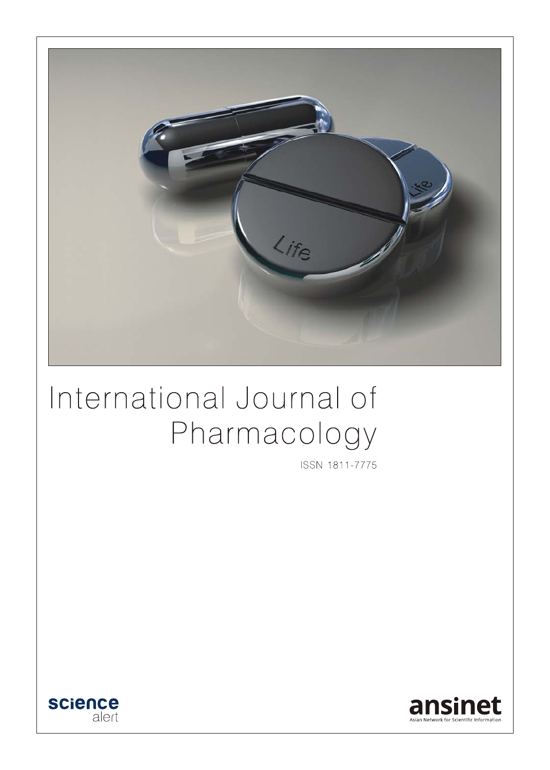# International Journal of Pharmacology

ISSN 1811-7775

science alert

ansinet

Asian Network for Scientific Information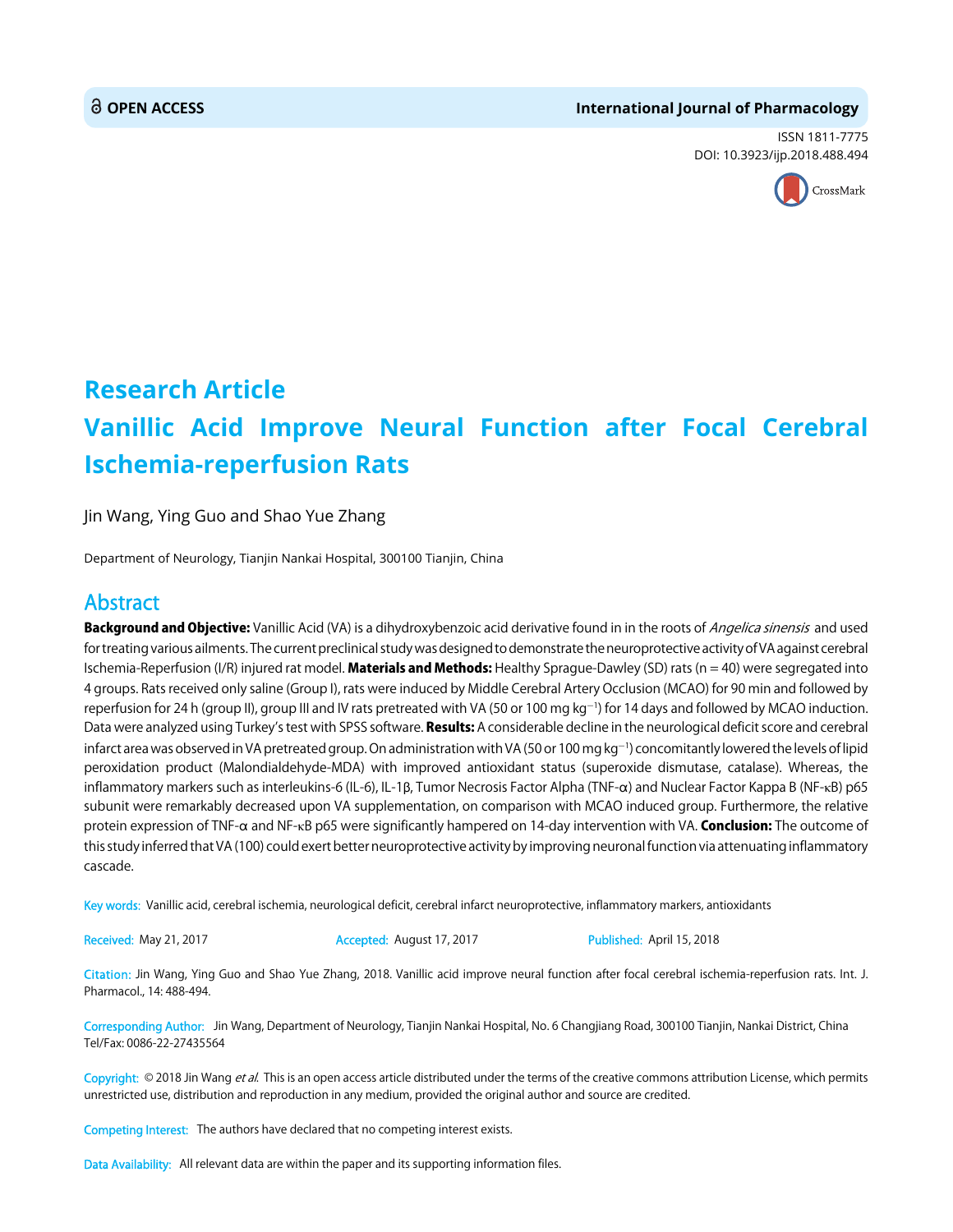OPEN ACCESS

International Journal of Pharmacology

ISSN 1811-7775
DOI: 10.3923/ijp.2018.488.494

# Research Article
# Vanillic Acid Improve Neural Function after Focal Cerebral Ischemia-reperfusion Rats

Jin Wang, Ying Guo and Shao Yue Zhang

Department of Neurology, Tianjin Nankai Hospital, 300100 Tianjin, China

## Abstract

**Background and Objective:** Vanillic Acid (VA) is a dihydroxybenzoic acid derivative found in in the roots of *Angelica sinensis* and used for treating various ailments. The current preclinical study was designed to demonstrate the neuroprotective activity of VA against cerebral Ischemia-Reperfusion (I/R) injured rat model. **Materials and Methods:** Healthy Sprague-Dawley (SD) rats (n = 40) were segregated into 4 groups. Rats received only saline (Group I), rats were induced by Middle Cerebral Artery Occlusion (MCAO) for 90 min and followed by reperfusion for 24 h (group II), group III and IV rats pretreated with VA (50 or 100 mg $kg^{-1}$) for 14 days and followed by MCAO induction. Data were analyzed using Turkey's test with SPSS software. **Results:** A considerable decline in the neurological deficit score and cerebral infarct area was observed in VA pretreated group. On administration with VA (50 or 100 mg $kg^{-1}$) concomitantly lowered the levels of lipid peroxidation product (Malondialdehyde-MDA) with improved antioxidant status (superoxide dismutase, catalase). Whereas, the inflammatory markers such as interleukins-6 (IL-6), IL-1β, Tumor Necrosis Factor Alpha (TNF-α) and Nuclear Factor Kappa B (NF-κB) p65 subunit were remarkably decreased upon VA supplementation, on comparison with MCAO induced group. Furthermore, the relative protein expression of TNF-α and NF-κB p65 were significantly hampered on 14-day intervention with VA. **Conclusion:** The outcome of this study inferred that VA (100) could exert better neuroprotective activity by improving neuronal function via attenuating inflammatory cascade.

Key words: Vanillic acid, cerebral ischemia, neurological deficit, cerebral infarct neuroprotective, inflammatory markers, antioxidants

Received: May 21, 2017 Accepted: August 17, 2017 Published: April 15, 2018

Citation: Jin Wang, Ying Guo and Shao Yue Zhang, 2018. Vanillic acid improve neural function after focal cerebral ischemia-reperfusion rats. Int. J. Pharmacol., 14: 488-494.

Corresponding Author: Jin Wang, Department of Neurology, Tianjin Nankai Hospital, No. 6 Changjiang Road, 300100 Tianjin, Nankai District, China Tel/Fax: 0086-22-27435564

Copyright: © 2018 Jin Wang *et al.* This is an open access article distributed under the terms of the creative commons attribution License, which permits unrestricted use, distribution and reproduction in any medium, provided the original author and source are credited.

Competing Interest: The authors have declared that no competing interest exists.

Data Availability: All relevant data are within the paper and its supporting information files.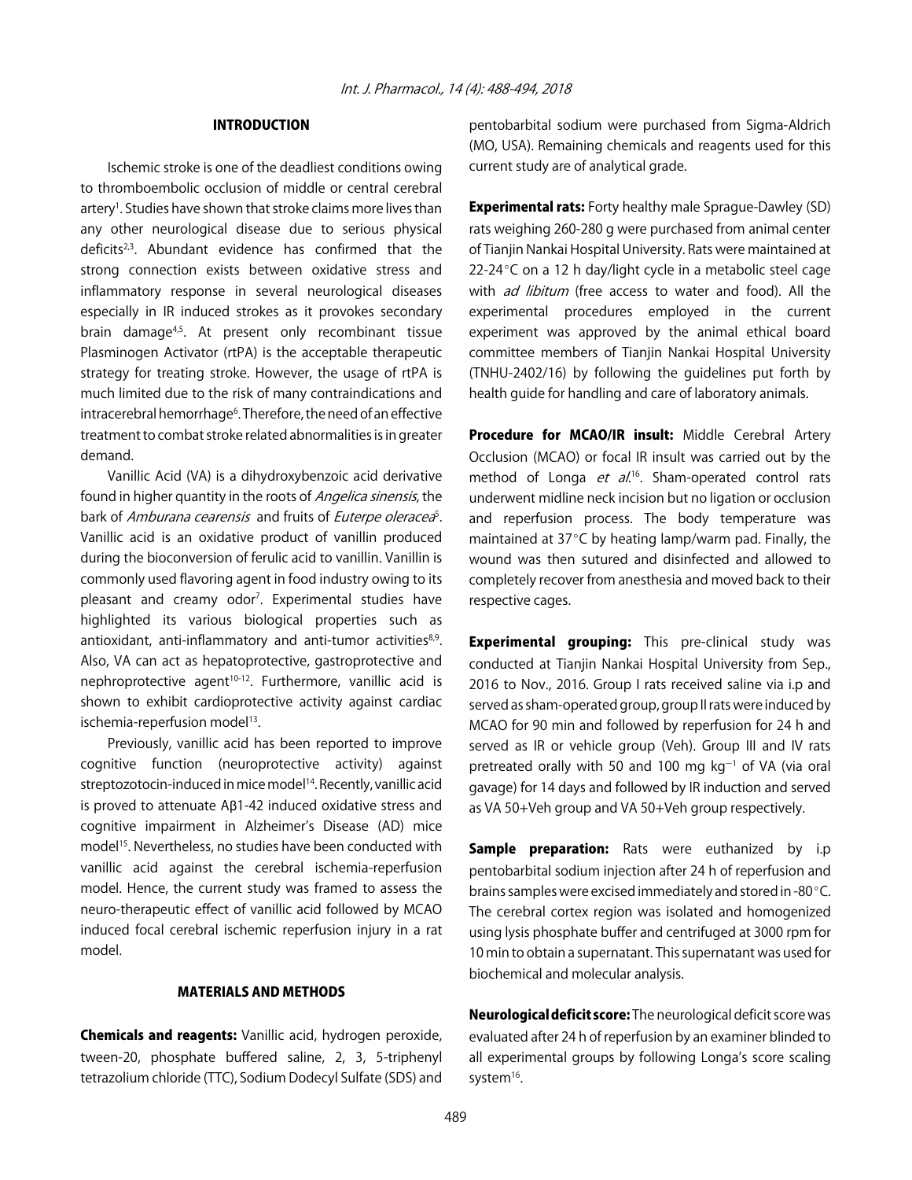## INTRODUCTION

Ischemic stroke is one of the deadliest conditions owing to thromboembolic occlusion of middle or central cerebral artery[1]. Studies have shown that stroke claims more lives than any other neurological disease due to serious physical deficits[2,3]. Abundant evidence has confirmed that the strong connection exists between oxidative stress and inflammatory response in several neurological diseases especially in IR induced strokes as it provokes secondary brain damage[4,5]. At present only recombinant tissue Plasminogen Activator (rtPA) is the acceptable therapeutic strategy for treating stroke. However, the usage of rtPA is much limited due to the risk of many contraindications and intracerebral hemorrhage[6]. Therefore, the need of an effective treatment to combat stroke related abnormalities is in greater demand.

Vanillic Acid (VA) is a dihydroxybenzoic acid derivative found in higher quantity in the roots of *Angelica sinensis*, the bark of *Amburana cearensis* and fruits of *Euterpe oleracea*[5]. Vanillic acid is an oxidative product of vanillin produced during the bioconversion of ferulic acid to vanillin. Vanillin is commonly used flavoring agent in food industry owing to its pleasant and creamy odor[7]. Experimental studies have highlighted its various biological properties such as antioxidant, anti-inflammatory and anti-tumor activities[8,9]. Also, VA can act as hepatoprotective, gastroprotective and nephroprotective agent[10-12]. Furthermore, vanillic acid is shown to exhibit cardioprotective activity against cardiac ischemia-reperfusion model[13].

Previously, vanillic acid has been reported to improve cognitive function (neuroprotective activity) against streptozotocin-induced in mice model[14]. Recently, vanillic acid is proved to attenuate Aβ1-42 induced oxidative stress and cognitive impairment in Alzheimer's Disease (AD) mice model[15]. Nevertheless, no studies have been conducted with vanillic acid against the cerebral ischemia-reperfusion model. Hence, the current study was framed to assess the neuro-therapeutic effect of vanillic acid followed by MCAO induced focal cerebral ischemic reperfusion injury in a rat model.

## MATERIALS AND METHODS

**Chemicals and reagents:** Vanillic acid, hydrogen peroxide, tween-20, phosphate buffered saline, 2, 3, 5-triphenyl tetrazolium chloride (TTC), Sodium Dodecyl Sulfate (SDS) and pentobarbital sodium were purchased from Sigma-Aldrich (MO, USA). Remaining chemicals and reagents used for this current study are of analytical grade.

**Experimental rats:** Forty healthy male Sprague-Dawley (SD) rats weighing 260-280 g were purchased from animal center of Tianjin Nankai Hospital University. Rats were maintained at 22-24°C on a 12 h day/light cycle in a metabolic steel cage with *ad libitum* (free access to water and food). All the experimental procedures employed in the current experiment was approved by the animal ethical board committee members of Tianjin Nankai Hospital University (TNHU-2402/16) by following the guidelines put forth by health guide for handling and care of laboratory animals.

**Procedure for MCAO/IR insult:** Middle Cerebral Artery Occlusion (MCAO) or focal IR insult was carried out by the method of Longa *et al.*[16]. Sham-operated control rats underwent midline neck incision but no ligation or occlusion and reperfusion process. The body temperature was maintained at 37°C by heating lamp/warm pad. Finally, the wound was then sutured and disinfected and allowed to completely recover from anesthesia and moved back to their respective cages.

**Experimental grouping:** This pre-clinical study was conducted at Tianjin Nankai Hospital University from Sep., 2016 to Nov., 2016. Group I rats received saline via i.p and served as sham-operated group, group II rats were induced by MCAO for 90 min and followed by reperfusion for 24 h and served as IR or vehicle group (Veh). Group III and IV rats pretreated orally with 50 and 100 mg $kg^{-1}$ of VA (via oral gavage) for 14 days and followed by IR induction and served as VA 50+Veh group and VA 50+Veh group respectively.

**Sample preparation:** Rats were euthanized by i.p pentobarbital sodium injection after 24 h of reperfusion and brains samples were excised immediately and stored in -80°C. The cerebral cortex region was isolated and homogenized using lysis phosphate buffer and centrifuged at 3000 rpm for 10 min to obtain a supernatant. This supernatant was used for biochemical and molecular analysis.

**Neurological deficit score:** The neurological deficit score was evaluated after 24 h of reperfusion by an examiner blinded to all experimental groups by following Longa's score scaling system[16].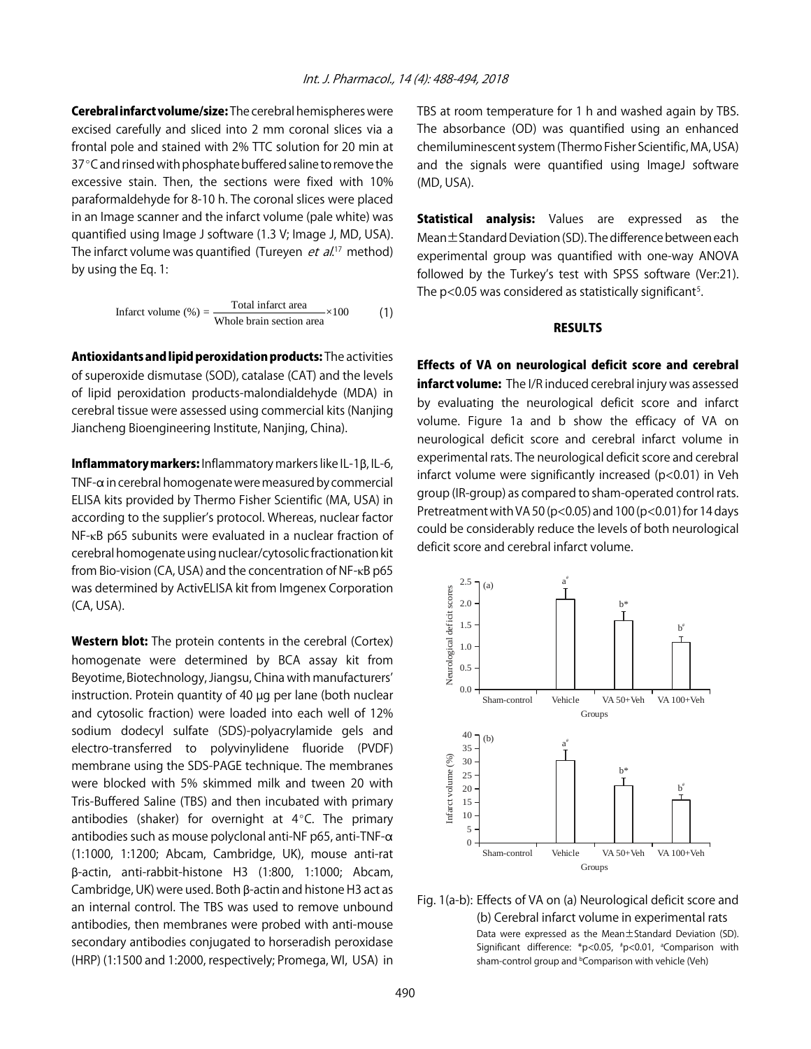**Cerebral infarct volume/size:** The cerebral hemispheres were excised carefully and sliced into 2 mm coronal slices via a frontal pole and stained with 2% TTC solution for 20 min at 37°C and rinsed with phosphate buffered saline to remove the excessive stain. Then, the sections were fixed with 10% paraformaldehyde for 8-10 h. The coronal slices were placed in an Image scanner and the infarct volume (pale white) was quantified using Image J software (1.3 V; Image J, MD, USA). The infarct volume was quantified (Tureyen *et al.*[17] method) by using the Eq. 1:

$$\text{Infarct volume (\%)} = \frac{\text{Total infarct area}}{\text{Whole brain section area}} \times 100 \qquad (1)$$

**Antioxidants and lipid peroxidation products:** The activities of superoxide dismutase (SOD), catalase (CAT) and the levels of lipid peroxidation products-malondialdehyde (MDA) in cerebral tissue were assessed using commercial kits (Nanjing Jiancheng Bioengineering Institute, Nanjing, China).

**Inflammatory markers:** Inflammatory markers like IL-1β, IL-6, TNF-α in cerebral homogenate were measured by commercial ELISA kits provided by Thermo Fisher Scientific (MA, USA) in according to the supplier's protocol. Whereas, nuclear factor NF-κB p65 subunits were evaluated in a nuclear fraction of cerebral homogenate using nuclear/cytosolic fractionation kit from Bio-vision (CA, USA) and the concentration of NF-κB p65 was determined by ActivELISA kit from Imgenex Corporation (CA, USA).

**Western blot:** The protein contents in the cerebral (Cortex) homogenate were determined by BCA assay kit from Beyotime, Biotechnology, Jiangsu, China with manufacturers' instruction. Protein quantity of 40 µg per lane (both nuclear and cytosolic fraction) were loaded into each well of 12% sodium dodecyl sulfate (SDS)-polyacrylamide gels and electro-transferred to polyvinylidene fluoride (PVDF) membrane using the SDS-PAGE technique. The membranes were blocked with 5% skimmed milk and tween 20 with Tris-Buffered Saline (TBS) and then incubated with primary antibodies (shaker) for overnight at 4°C. The primary antibodies such as mouse polyclonal anti-NF p65, anti-TNF-α (1:1000, 1:1200; Abcam, Cambridge, UK), mouse anti-rat β-actin, anti-rabbit-histone H3 (1:800, 1:1000; Abcam, Cambridge, UK) were used. Both β-actin and histone H3 act as an internal control. The TBS was used to remove unbound antibodies, then membranes were probed with anti-mouse secondary antibodies conjugated to horseradish peroxidase (HRP) (1:1500 and 1:2000, respectively; Promega, WI, USA) in TBS at room temperature for 1 h and washed again by TBS. The absorbance (OD) was quantified using an enhanced chemiluminescent system (Thermo Fisher Scientific, MA, USA) and the signals were quantified using ImageJ software (MD, USA).

**Statistical analysis:** Values are expressed as the Mean±Standard Deviation (SD). The difference between each experimental group was quantified with one-way ANOVA followed by the Turkey's test with SPSS software (Ver:21). The $p<0.05$ was considered as statistically significant[5].

## RESULTS

**Effects of VA on neurological deficit score and cerebral infarct volume:** The I/R induced cerebral injury was assessed by evaluating the neurological deficit score and infarct volume. Figure 1a and b show the efficacy of VA on neurological deficit score and cerebral infarct volume in experimental rats. The neurological deficit score and cerebral infarct volume were significantly increased ($p<0.01$) in Veh group (IR-group) as compared to sham-operated control rats. Pretreatment with VA 50 ($p<0.05$) and 100 ($p<0.01$) for 14 days could be considerably reduce the levels of both neurological deficit score and cerebral infarct volume.

Fig. 1(a-b): Effects of VA on (a) Neurological deficit score and (b) Cerebral infarct volume in experimental rats

Data were expressed as the Mean±Standard Deviation (SD). Significant difference: *$p<0.05$, #$p<0.01$, [a]Comparison with sham-control group and [b]Comparison with vehicle (Veh)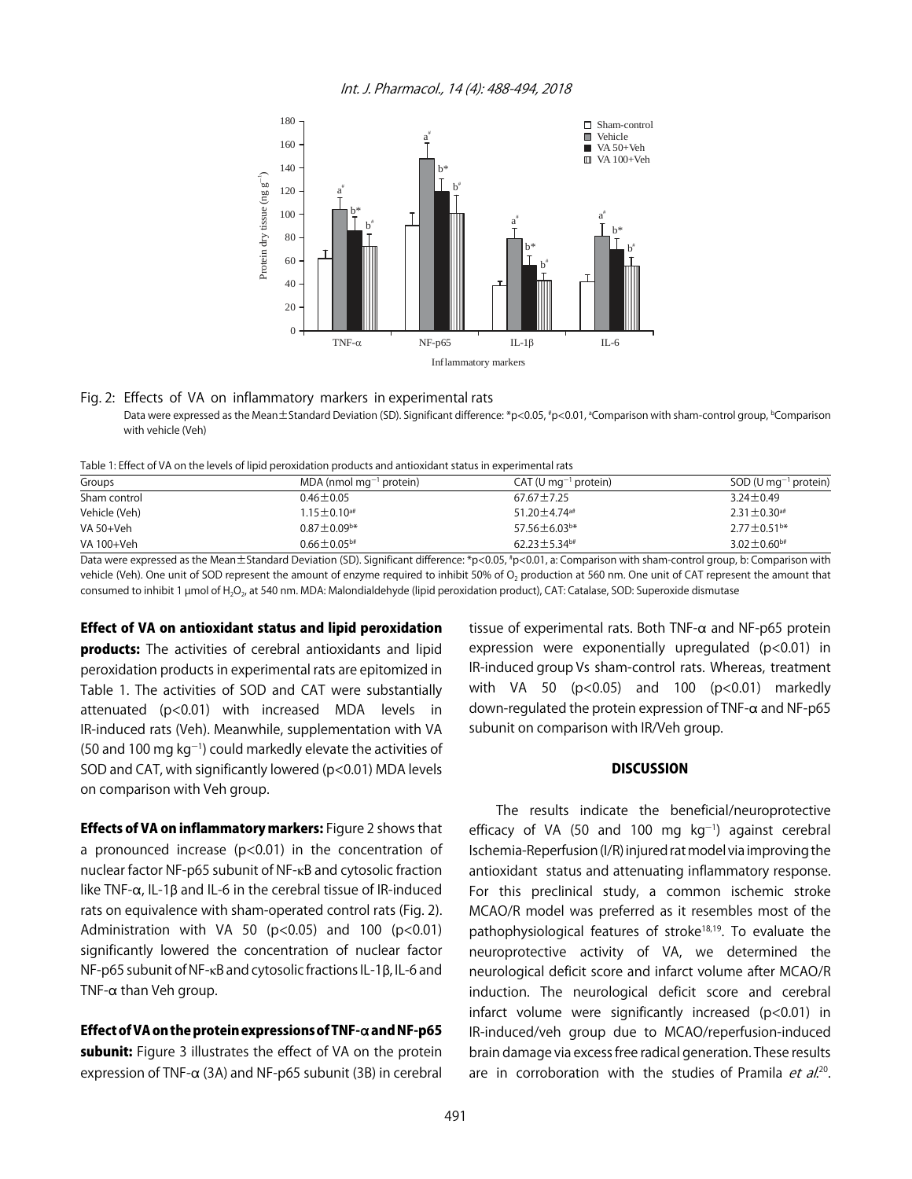Fig. 2: Effects of VA on inflammatory markers in experimental rats

Data were expressed as the Mean±Standard Deviation (SD). Significant difference: \*p<0.05, #p<0.01, aComparison with sham-control group, bComparison with vehicle (Veh)

Table 1: Effect of VA on the levels of lipid peroxidation products and antioxidant status in experimental rats

| Groups | MDA (nmol $mg^{-1}$ protein) | CAT (U $mg^{-1}$ protein) | SOD (U $mg^{-1}$ protein) |
|---|---|---|---|
| Sham control | 0.46±0.05 | 67.67±7.25 | 3.24±0.49 |
| Vehicle (Veh) | 1.15±0.10[a#] | 51.20±4.74[a#] | 2.31±0.30[a#] |
| VA 50+Veh | 0.87±0.09[b\*] | 57.56±6.03[b\*] | 2.77±0.51[b\*] |
| VA 100+Veh | 0.66±0.05[b#] | 62.23±5.34[b#] | 3.02±0.60[b#] |

Data were expressed as the Mean±Standard Deviation (SD). Significant difference: \*p<0.05, #p<0.01, a: Comparison with sham-control group, b: Comparison with vehicle (Veh). One unit of SOD represent the amount of enzyme required to inhibit 50% of $O_2$ production at 560 nm. One unit of CAT represent the amount that consumed to inhibit 1 µmol of $H_2O_2$, at 540 nm. MDA: Malondialdehyde (lipid peroxidation product), CAT: Catalase, SOD: Superoxide dismutase

**Effect of VA on antioxidant status and lipid peroxidation products:** The activities of cerebral antioxidants and lipid peroxidation products in experimental rats are epitomized in Table 1. The activities of SOD and CAT were substantially attenuated (p<0.01) with increased MDA levels in IR-induced rats (Veh). Meanwhile, supplementation with VA (50 and 100 mg $kg^{-1}$) could markedly elevate the activities of SOD and CAT, with significantly lowered (p<0.01) MDA levels on comparison with Veh group.

**Effects of VA on inflammatory markers:** Figure 2 shows that a pronounced increase (p<0.01) in the concentration of nuclear factor NF-p65 subunit of NF-κB and cytosolic fraction like TNF-α, IL-1β and IL-6 in the cerebral tissue of IR-induced rats on equivalence with sham-operated control rats (Fig. 2). Administration with VA 50 (p<0.05) and 100 (p<0.01) significantly lowered the concentration of nuclear factor NF-p65 subunit of NF-κB and cytosolic fractions IL-1β, IL-6 and TNF-α than Veh group.

**Effect of VA on the protein expressions of TNF-α and NF-p65 subunit:** Figure 3 illustrates the effect of VA on the protein expression of TNF-α (3A) and NF-p65 subunit (3B) in cerebral tissue of experimental rats. Both TNF-α and NF-p65 protein expression were exponentially upregulated (p<0.01) in IR-induced group Vs sham-control rats. Whereas, treatment with VA 50 (p<0.05) and 100 (p<0.01) markedly down-regulated the protein expression of TNF-α and NF-p65 subunit on comparison with IR/Veh group.

## DISCUSSION

The results indicate the beneficial/neuroprotective efficacy of VA (50 and 100 mg $kg^{-1}$) against cerebral Ischemia-Reperfusion (I/R) injured rat model via improving the antioxidant status and attenuating inflammatory response. For this preclinical study, a common ischemic stroke MCAO/R model was preferred as it resembles most of the pathophysiological features of stroke[18,19]. To evaluate the neuroprotective activity of VA, we determined the neurological deficit score and infarct volume after MCAO/R induction. The neurological deficit score and cerebral infarct volume were significantly increased (p<0.01) in IR-induced/veh group due to MCAO/reperfusion-induced brain damage via excess free radical generation. These results are in corroboration with the studies of Pramila *et al.*[20].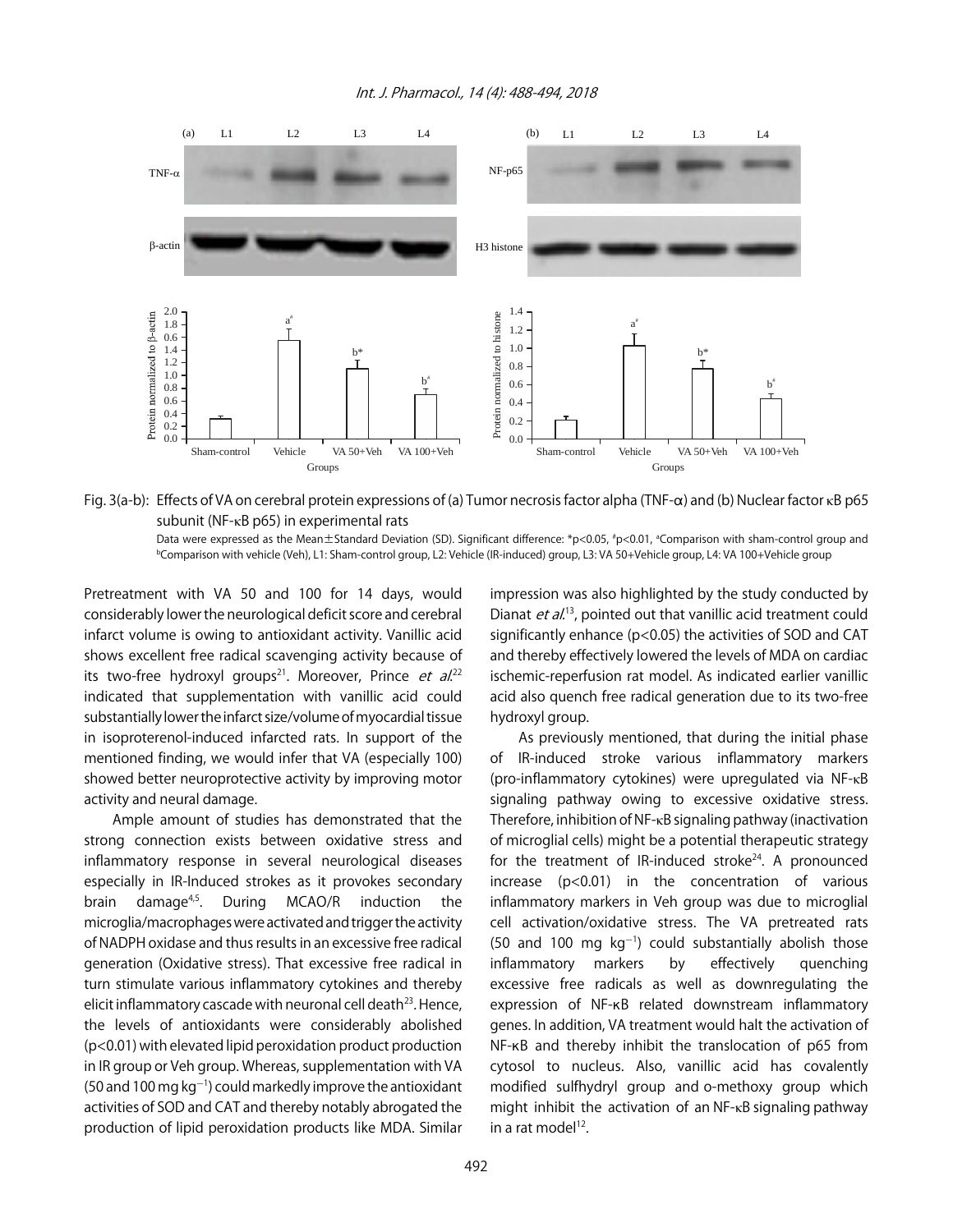Fig. 3(a-b): Effects of VA on cerebral protein expressions of (a) Tumor necrosis factor alpha (TNF-α) and (b) Nuclear factor κB p65 subunit (NF-κB p65) in experimental rats

Data were expressed as the Mean±Standard Deviation (SD). Significant difference: *p<0.05, #p<0.01, [a]Comparison with sham-control group and [b]Comparison with vehicle (Veh), L1: Sham-control group, L2: Vehicle (IR-induced) group, L3: VA 50+Vehicle group, L4: VA 100+Vehicle group

Pretreatment with VA 50 and 100 for 14 days, would considerably lower the neurological deficit score and cerebral infarct volume is owing to antioxidant activity. Vanillic acid shows excellent free radical scavenging activity because of its two-free hydroxyl groups[21]. Moreover, Prince *et al.*[22] indicated that supplementation with vanillic acid could substantially lower the infarct size/volume of myocardial tissue in isoproterenol-induced infarcted rats. In support of the mentioned finding, we would infer that VA (especially 100) showed better neuroprotective activity by improving motor activity and neural damage.

Ample amount of studies has demonstrated that the strong connection exists between oxidative stress and inflammatory response in several neurological diseases especially in IR-Induced strokes as it provokes secondary brain damage[4,5]. During MCAO/R induction the microglia/macrophages were activated and trigger the activity of NADPH oxidase and thus results in an excessive free radical generation (Oxidative stress). That excessive free radical in turn stimulate various inflammatory cytokines and thereby elicit inflammatory cascade with neuronal cell death[23]. Hence, the levels of antioxidants were considerably abolished (p<0.01) with elevated lipid peroxidation product production in IR group or Veh group. Whereas, supplementation with VA (50 and 100 mg $kg^{-1}$) could markedly improve the antioxidant activities of SOD and CAT and thereby notably abrogated the production of lipid peroxidation products like MDA. Similar impression was also highlighted by the study conducted by Dianat *et al.*[13], pointed out that vanillic acid treatment could significantly enhance (p<0.05) the activities of SOD and CAT and thereby effectively lowered the levels of MDA on cardiac ischemic-reperfusion rat model. As indicated earlier vanillic acid also quench free radical generation due to its two-free hydroxyl group.

As previously mentioned, that during the initial phase of IR-induced stroke various inflammatory markers (pro-inflammatory cytokines) were upregulated via NF-κB signaling pathway owing to excessive oxidative stress. Therefore, inhibition of NF-κB signaling pathway (inactivation of microglial cells) might be a potential therapeutic strategy for the treatment of IR-induced stroke[24]. A pronounced increase (p<0.01) in the concentration of various inflammatory markers in Veh group was due to microglial cell activation/oxidative stress. The VA pretreated rats (50 and 100 mg $kg^{-1}$) could substantially abolish those inflammatory markers by effectively quenching excessive free radicals as well as downregulating the expression of NF-κB related downstream inflammatory genes. In addition, VA treatment would halt the activation of NF-κB and thereby inhibit the translocation of p65 from cytosol to nucleus. Also, vanillic acid has covalently modified sulfhydryl group and o-methoxy group which might inhibit the activation of an NF-κB signaling pathway in a rat model[12].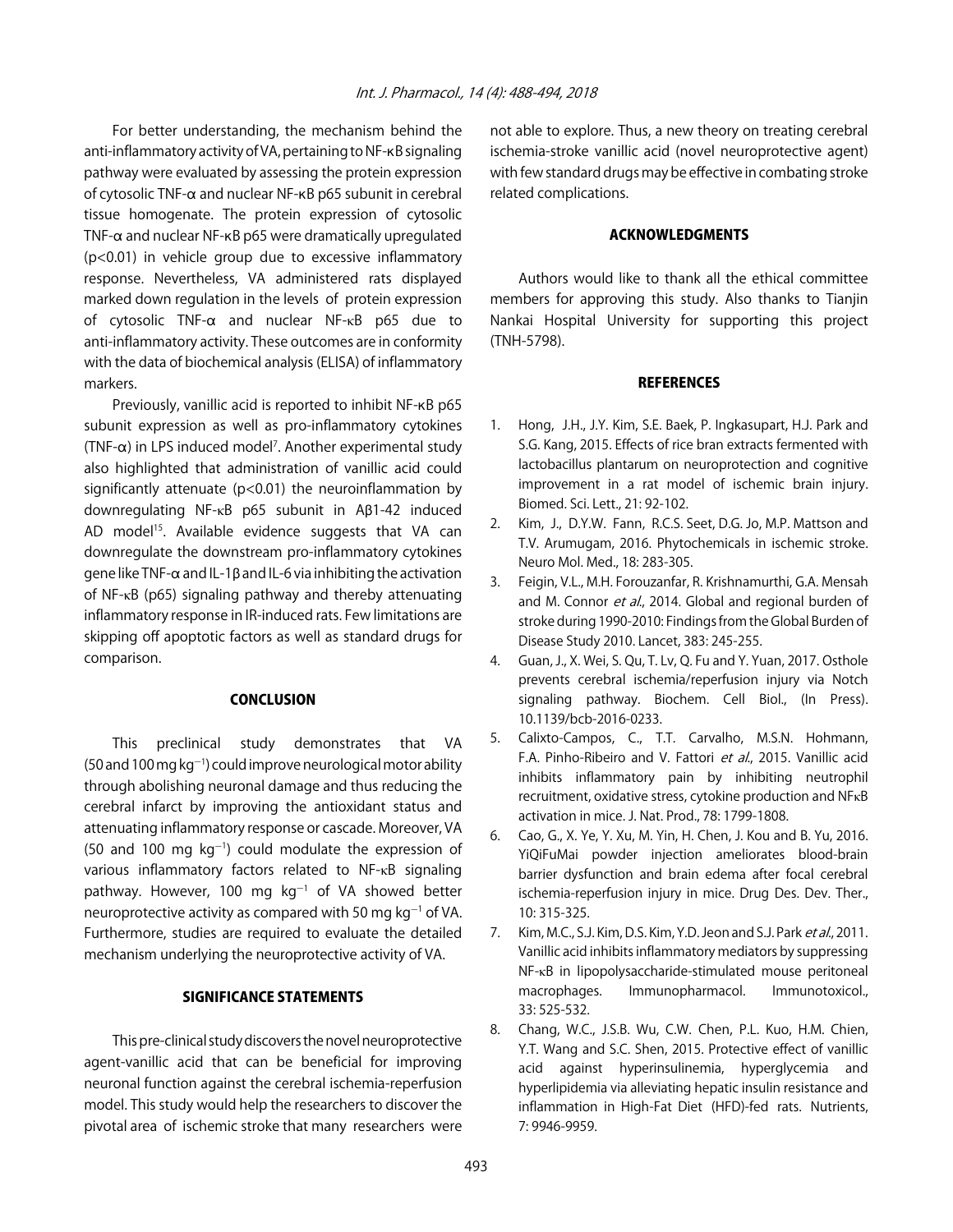For better understanding, the mechanism behind the anti-inflammatory activity of VA, pertaining to NF-κB signaling pathway were evaluated by assessing the protein expression of cytosolic TNF-α and nuclear NF-κB p65 subunit in cerebral tissue homogenate. The protein expression of cytosolic TNF-α and nuclear NF-κB p65 were dramatically upregulated ($p<0.01$) in vehicle group due to excessive inflammatory response. Nevertheless, VA administered rats displayed marked down regulation in the levels of protein expression of cytosolic TNF-α and nuclear NF-κB p65 due to anti-inflammatory activity. These outcomes are in conformity with the data of biochemical analysis (ELISA) of inflammatory markers.

Previously, vanillic acid is reported to inhibit NF-κB p65 subunit expression as well as pro-inflammatory cytokines (TNF-α) in LPS induced model[7]. Another experimental study also highlighted that administration of vanillic acid could significantly attenuate ($p<0.01$) the neuroinflammation by downregulating NF-κB p65 subunit in Aβ1-42 induced AD model[15]. Available evidence suggests that VA can downregulate the downstream pro-inflammatory cytokines gene like TNF-α and IL-1β and IL-6 via inhibiting the activation of NF-κB (p65) signaling pathway and thereby attenuating inflammatory response in IR-induced rats. Few limitations are skipping off apoptotic factors as well as standard drugs for comparison.

## CONCLUSION

This preclinical study demonstrates that VA (50 and 100 mg $kg^{-1}$) could improve neurological motor ability through abolishing neuronal damage and thus reducing the cerebral infarct by improving the antioxidant status and attenuating inflammatory response or cascade. Moreover, VA (50 and 100 mg $kg^{-1}$) could modulate the expression of various inflammatory factors related to NF-κB signaling pathway. However, 100 mg $kg^{-1}$ of VA showed better neuroprotective activity as compared with 50 mg $kg^{-1}$ of VA. Furthermore, studies are required to evaluate the detailed mechanism underlying the neuroprotective activity of VA.

## SIGNIFICANCE STATEMENTS

This pre-clinical study discovers the novel neuroprotective agent-vanillic acid that can be beneficial for improving neuronal function against the cerebral ischemia-reperfusion model. This study would help the researchers to discover the pivotal area of ischemic stroke that many researchers were not able to explore. Thus, a new theory on treating cerebral ischemia-stroke vanillic acid (novel neuroprotective agent) with few standard drugs may be effective in combating stroke related complications.

## ACKNOWLEDGMENTS

Authors would like to thank all the ethical committee members for approving this study. Also thanks to Tianjin Nankai Hospital University for supporting this project (TNH-5798).

## REFERENCES

1. Hong, J.H., J.Y. Kim, S.E. Baek, P. Ingkasupart, H.J. Park and S.G. Kang, 2015. Effects of rice bran extracts fermented with lactobacillus plantarum on neuroprotection and cognitive improvement in a rat model of ischemic brain injury. Biomed. Sci. Lett., 21: 92-102.
2. Kim, J., D.Y.W. Fann, R.C.S. Seet, D.G. Jo, M.P. Mattson and T.V. Arumugam, 2016. Phytochemicals in ischemic stroke. Neuro Mol. Med., 18: 283-305.
3. Feigin, V.L., M.H. Forouzanfar, R. Krishnamurthi, G.A. Mensah and M. Connor *et al*., 2014. Global and regional burden of stroke during 1990-2010: Findings from the Global Burden of Disease Study 2010. Lancet, 383: 245-255.
4. Guan, J., X. Wei, S. Qu, T. Lv, Q. Fu and Y. Yuan, 2017. Osthole prevents cerebral ischemia/reperfusion injury via Notch signaling pathway. Biochem. Cell Biol., (In Press). 10.1139/bcb-2016-0233.
5. Calixto-Campos, C., T.T. Carvalho, M.S.N. Hohmann, F.A. Pinho-Ribeiro and V. Fattori *et al*., 2015. Vanillic acid inhibits inflammatory pain by inhibiting neutrophil recruitment, oxidative stress, cytokine production and NFκB activation in mice. J. Nat. Prod., 78: 1799-1808.
6. Cao, G., X. Ye, Y. Xu, M. Yin, H. Chen, J. Kou and B. Yu, 2016. YiQiFuMai powder injection ameliorates blood-brain barrier dysfunction and brain edema after focal cerebral ischemia-reperfusion injury in mice. Drug Des. Dev. Ther., 10: 315-325.
7. Kim, M.C., S.J. Kim, D.S. Kim, Y.D. Jeon and S.J. Park *et al*., 2011. Vanillic acid inhibits inflammatory mediators by suppressing NF-κB in lipopolysaccharide-stimulated mouse peritoneal macrophages. Immunopharmacol. Immunotoxicol., 33: 525-532.
8. Chang, W.C., J.S.B. Wu, C.W. Chen, P.L. Kuo, H.M. Chien, Y.T. Wang and S.C. Shen, 2015. Protective effect of vanillic acid against hyperinsulinemia, hyperglycemia and hyperlipidemia via alleviating hepatic insulin resistance and inflammation in High-Fat Diet (HFD)-fed rats. Nutrients, 7: 9946-9959.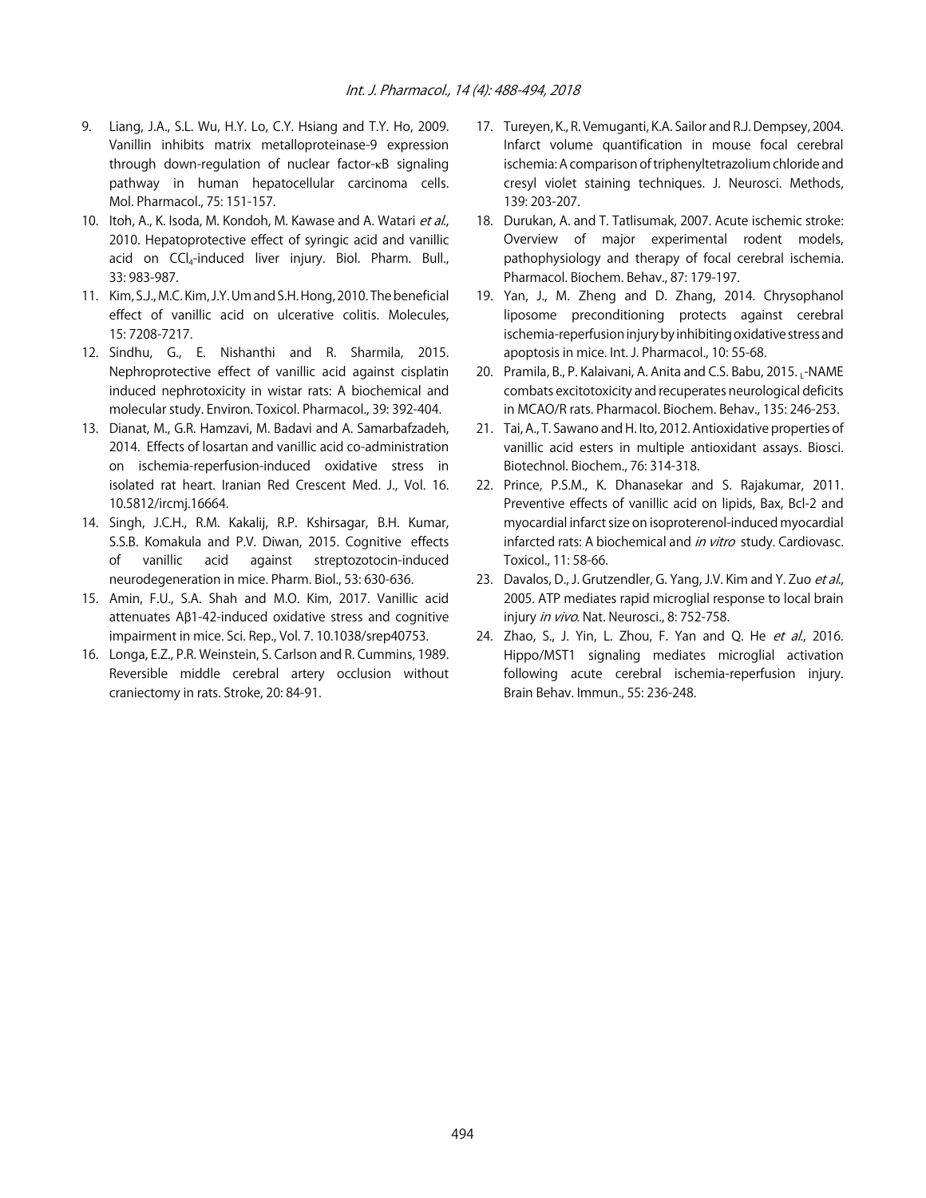9. Liang, J.A., S.L. Wu, H.Y. Lo, C.Y. Hsiang and T.Y. Ho, 2009. Vanillin inhibits matrix metalloproteinase-9 expression through down-regulation of nuclear factor-κB signaling pathway in human hepatocellular carcinoma cells. Mol. Pharmacol., 75: 151-157.
10. Itoh, A., K. Isoda, M. Kondoh, M. Kawase and A. Watari *et al*., 2010. Hepatoprotective effect of syringic acid and vanillic acid on $CCl_4$-induced liver injury. Biol. Pharm. Bull., 33: 983-987.
11. Kim, S.J., M.C. Kim, J.Y. Um and S.H. Hong, 2010. The beneficial effect of vanillic acid on ulcerative colitis. Molecules, 15: 7208-7217.
12. Sindhu, G., E. Nishanthi and R. Sharmila, 2015. Nephroprotective effect of vanillic acid against cisplatin induced nephrotoxicity in wistar rats: A biochemical and molecular study. Environ. Toxicol. Pharmacol., 39: 392-404.
13. Dianat, M., G.R. Hamzavi, M. Badavi and A. Samarbafzadeh, 2014. Effects of losartan and vanillic acid co-administration on ischemia-reperfusion-induced oxidative stress in isolated rat heart. Iranian Red Crescent Med. J., Vol. 16. 10.5812/ircmj.16664.
14. Singh, J.C.H., R.M. Kakalij, R.P. Kshirsagar, B.H. Kumar, S.S.B. Komakula and P.V. Diwan, 2015. Cognitive effects of vanillic acid against streptozotocin-induced neurodegeneration in mice. Pharm. Biol., 53: 630-636.
15. Amin, F.U., S.A. Shah and M.O. Kim, 2017. Vanillic acid attenuates Aβ1-42-induced oxidative stress and cognitive impairment in mice. Sci. Rep., Vol. 7. 10.1038/srep40753.
16. Longa, E.Z., P.R. Weinstein, S. Carlson and R. Cummins, 1989. Reversible middle cerebral artery occlusion without craniectomy in rats. Stroke, 20: 84-91.
17. Tureyen, K., R. Vemuganti, K.A. Sailor and R.J. Dempsey, 2004. Infarct volume quantification in mouse focal cerebral ischemia: A comparison of triphenyltetrazolium chloride and cresyl violet staining techniques. J. Neurosci. Methods, 139: 203-207.
18. Durukan, A. and T. Tatlisumak, 2007. Acute ischemic stroke: Overview of major experimental rodent models, pathophysiology and therapy of focal cerebral ischemia. Pharmacol. Biochem. Behav., 87: 179-197.
19. Yan, J., M. Zheng and D. Zhang, 2014. Chrysophanol liposome preconditioning protects against cerebral ischemia-reperfusion injury by inhibiting oxidative stress and apoptosis in mice. Int. J. Pharmacol., 10: 55-68.
20. Pramila, B., P. Kalaivani, A. Anita and C.S. Babu, 2015. $_L$-NAME combats excitotoxicity and recuperates neurological deficits in MCAO/R rats. Pharmacol. Biochem. Behav., 135: 246-253.
21. Tai, A., T. Sawano and H. Ito, 2012. Antioxidative properties of vanillic acid esters in multiple antioxidant assays. Biosci. Biotechnol. Biochem., 76: 314-318.
22. Prince, P.S.M., K. Dhanasekar and S. Rajakumar, 2011. Preventive effects of vanillic acid on lipids, Bax, Bcl-2 and myocardial infarct size on isoproterenol-induced myocardial infarcted rats: A biochemical and *in vitro* study. Cardiovasc. Toxicol., 11: 58-66.
23. Davalos, D., J. Grutzendler, G. Yang, J.V. Kim and Y. Zuo *et al*., 2005. ATP mediates rapid microglial response to local brain injury *in vivo*. Nat. Neurosci., 8: 752-758.
24. Zhao, S., J. Yin, L. Zhou, F. Yan and Q. He *et al*., 2016. Hippo/MST1 signaling mediates microglial activation following acute cerebral ischemia-reperfusion injury. Brain Behav. Immun., 55: 236-248.